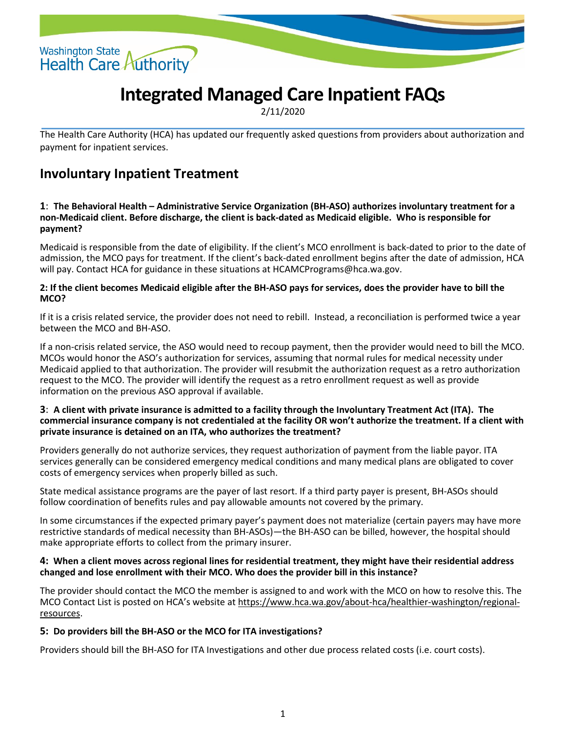Washington State Health Care Authority

# Integrated Managed Care Inpatient FAQs

2/11/2020

The Health Care Authority (HCA) has updated our frequently asked questions from providers about authorization and payment for inpatient services.

## Involuntary Inpatient Treatment

**1: The Behavioral Health – Administrative Service Organization (BH-ASO) authorizes involuntary treatment for a non-Medicaid client. Before discharge, the client is back-dated as Medicaid eligible. Who is responsible for payment?**

Medicaid is responsible from the date of eligibility. If the client's MCO enrollment is back-dated to prior to the date of admission, the MCO pays for treatment. If the client's back-dated enrollment begins after the date of admission, HCA will pay. Contact HCA for guidance in these situations at HCAMCPrograms@hca.wa.gov.

**2: If the client becomes Medicaid eligible after the BH-ASO pays for services, does the provider have to bill the MCO?**

If it is a crisis related service, the provider does not need to rebill. Instead, a reconciliation is performed twice a year between the MCO and BH-ASO.

If a non-crisis related service, the ASO would need to recoup payment, then the provider would need to bill the MCO. MCOs would honor the ASO's authorization for services, assuming that normal rules for medical necessity under Medicaid applied to that authorization. The provider will resubmit the authorization request as a retro authorization request to the MCO. The provider will identify the request as a retro enrollment request as well as provide information on the previous ASO approval if available.

**3: A client with private insurance is admitted to a facility through the Involuntary Treatment Act (ITA). The commercial insurance company is not credentialed at the facility OR won't authorize the treatment. If a client with private insurance is detained on an ITA, who authorizes the treatment?**

Providers generally do not authorize services, they request authorization of payment from the liable payor. ITA services generally can be considered emergency medical conditions and many medical plans are obligated to cover costs of emergency services when properly billed as such.

State medical assistance programs are the payer of last resort. If a third party payer is present, BH-ASOs should follow coordination of benefits rules and pay allowable amounts not covered by the primary.

In some circumstances if the expected primary payer's payment does not materialize (certain payers may have more restrictive standards of medical necessity than BH-ASOs)—the BH-ASO can be billed, however, the hospital should make appropriate efforts to collect from the primary insurer.

**4: When a client moves across regional lines for residential treatment, they might have their residential address changed and lose enrollment with their MCO. Who does the provider bill in this instance?**

The provider should contact the MCO the member is assigned to and work with the MCO on how to resolve this. The MCO Contact List is posted on HCA's website at https://www.hca.wa.gov/about-hca/healthier-washington/regional-resources.

**5: Do providers bill the BH-ASO or the MCO for ITA investigations?**

Providers should bill the BH-ASO for ITA Investigations and other due process related costs (i.e. court costs).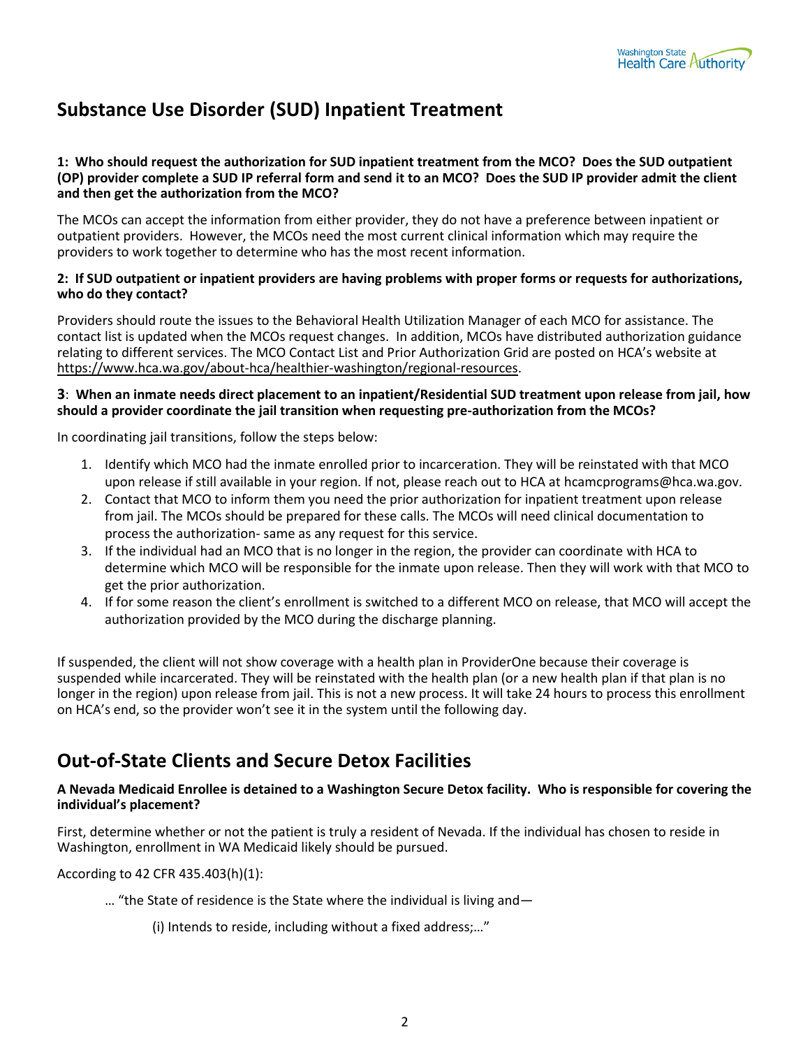## Substance Use Disorder (SUD) Inpatient Treatment

**1: Who should request the authorization for SUD inpatient treatment from the MCO? Does the SUD outpatient (OP) provider complete a SUD IP referral form and send it to an MCO? Does the SUD IP provider admit the client and then get the authorization from the MCO?**

The MCOs can accept the information from either provider, they do not have a preference between inpatient or outpatient providers. However, the MCOs need the most current clinical information which may require the providers to work together to determine who has the most recent information.

**2: If SUD outpatient or inpatient providers are having problems with proper forms or requests for authorizations, who do they contact?**

Providers should route the issues to the Behavioral Health Utilization Manager of each MCO for assistance. The contact list is updated when the MCOs request changes. In addition, MCOs have distributed authorization guidance relating to different services. The MCO Contact List and Prior Authorization Grid are posted on HCA's website at https://www.hca.wa.gov/about-hca/healthier-washington/regional-resources.

**3: When an inmate needs direct placement to an inpatient/Residential SUD treatment upon release from jail, how should a provider coordinate the jail transition when requesting pre-authorization from the MCOs?**

In coordinating jail transitions, follow the steps below:

1. Identify which MCO had the inmate enrolled prior to incarceration. They will be reinstated with that MCO upon release if still available in your region. If not, please reach out to HCA at hcamcprograms@hca.wa.gov.
2. Contact that MCO to inform them you need the prior authorization for inpatient treatment upon release from jail. The MCOs should be prepared for these calls. The MCOs will need clinical documentation to process the authorization- same as any request for this service.
3. If the individual had an MCO that is no longer in the region, the provider can coordinate with HCA to determine which MCO will be responsible for the inmate upon release. Then they will work with that MCO to get the prior authorization.
4. If for some reason the client's enrollment is switched to a different MCO on release, that MCO will accept the authorization provided by the MCO during the discharge planning.

If suspended, the client will not show coverage with a health plan in ProviderOne because their coverage is suspended while incarcerated. They will be reinstated with the health plan (or a new health plan if that plan is no longer in the region) upon release from jail. This is not a new process. It will take 24 hours to process this enrollment on HCA's end, so the provider won't see it in the system until the following day.

## Out-of-State Clients and Secure Detox Facilities

**A Nevada Medicaid Enrollee is detained to a Washington Secure Detox facility. Who is responsible for covering the individual's placement?**

First, determine whether or not the patient is truly a resident of Nevada. If the individual has chosen to reside in Washington, enrollment in WA Medicaid likely should be pursued.

According to 42 CFR 435.403(h)(1):

> … "the State of residence is the State where the individual is living and—
>
> > (i) Intends to reside, including without a fixed address;…"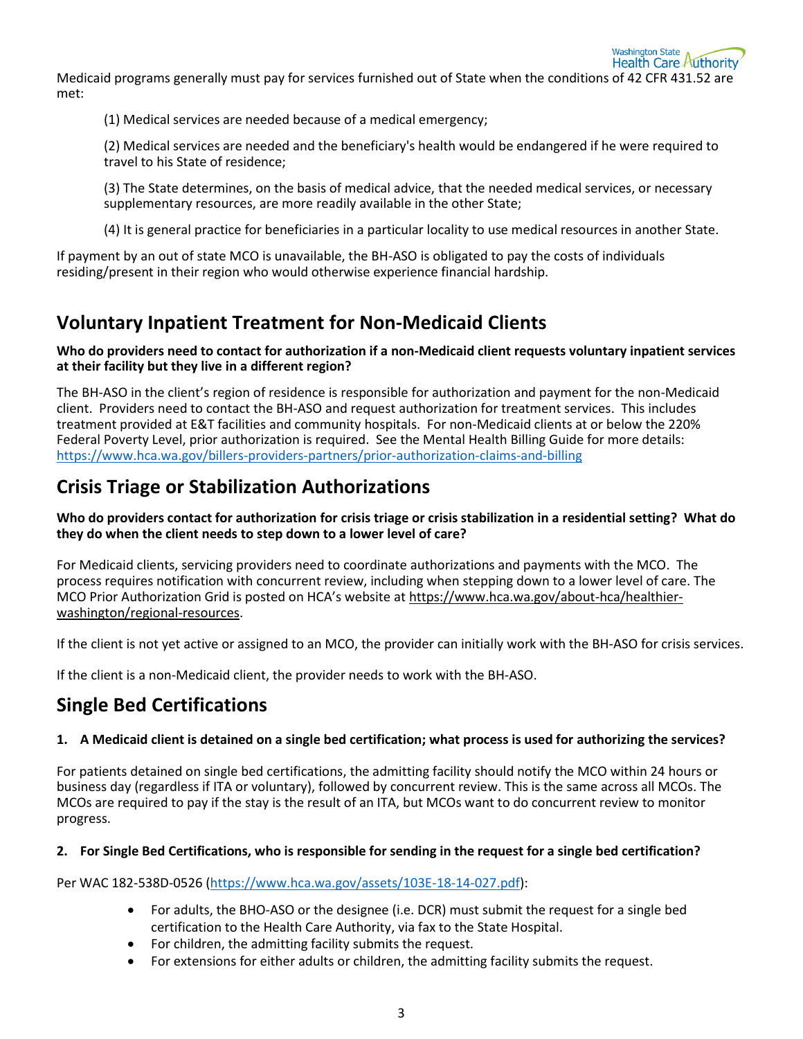Medicaid programs generally must pay for services furnished out of State when the conditions of 42 CFR 431.52 are met:

(1) Medical services are needed because of a medical emergency;

(2) Medical services are needed and the beneficiary's health would be endangered if he were required to travel to his State of residence;

(3) The State determines, on the basis of medical advice, that the needed medical services, or necessary supplementary resources, are more readily available in the other State;

(4) It is general practice for beneficiaries in a particular locality to use medical resources in another State.

If payment by an out of state MCO is unavailable, the BH-ASO is obligated to pay the costs of individuals residing/present in their region who would otherwise experience financial hardship.

## Voluntary Inpatient Treatment for Non-Medicaid Clients

**Who do providers need to contact for authorization if a non-Medicaid client requests voluntary inpatient services at their facility but they live in a different region?**

The BH-ASO in the client's region of residence is responsible for authorization and payment for the non-Medicaid client. Providers need to contact the BH-ASO and request authorization for treatment services. This includes treatment provided at E&T facilities and community hospitals. For non-Medicaid clients at or below the 220% Federal Poverty Level, prior authorization is required. See the Mental Health Billing Guide for more details: https://www.hca.wa.gov/billers-providers-partners/prior-authorization-claims-and-billing

## Crisis Triage or Stabilization Authorizations

**Who do providers contact for authorization for crisis triage or crisis stabilization in a residential setting? What do they do when the client needs to step down to a lower level of care?**

For Medicaid clients, servicing providers need to coordinate authorizations and payments with the MCO. The process requires notification with concurrent review, including when stepping down to a lower level of care. The MCO Prior Authorization Grid is posted on HCA's website at https://www.hca.wa.gov/about-hca/healthier-washington/regional-resources.

If the client is not yet active or assigned to an MCO, the provider can initially work with the BH-ASO for crisis services.

If the client is a non-Medicaid client, the provider needs to work with the BH-ASO.

## Single Bed Certifications

**1. A Medicaid client is detained on a single bed certification; what process is used for authorizing the services?**

For patients detained on single bed certifications, the admitting facility should notify the MCO within 24 hours or business day (regardless if ITA or voluntary), followed by concurrent review. This is the same across all MCOs. The MCOs are required to pay if the stay is the result of an ITA, but MCOs want to do concurrent review to monitor progress.

**2. For Single Bed Certifications, who is responsible for sending in the request for a single bed certification?**

Per WAC 182-538D-0526 (https://www.hca.wa.gov/assets/103E-18-14-027.pdf):

- For adults, the BHO-ASO or the designee (i.e. DCR) must submit the request for a single bed certification to the Health Care Authority, via fax to the State Hospital.
- For children, the admitting facility submits the request.
- For extensions for either adults or children, the admitting facility submits the request.